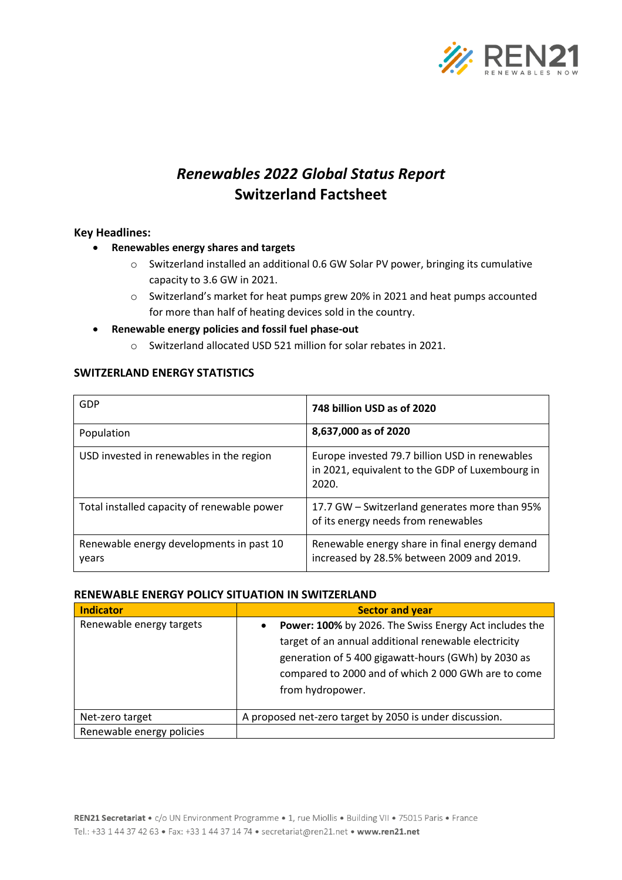# *Renewables 2022 Global Status Report*
# Switzerland Factsheet

**Key Headlines:**

- **Renewables energy shares and targets**
  - Switzerland installed an additional 0.6 GW Solar PV power, bringing its cumulative capacity to 3.6 GW in 2021.
  - Switzerland's market for heat pumps grew 20% in 2021 and heat pumps accounted for more than half of heating devices sold in the country.
- **Renewable energy policies and fossil fuel phase-out**
  - Switzerland allocated USD 521 million for solar rebates in 2021.

**SWITZERLAND ENERGY STATISTICS**

| | |
|---|---|
| GDP | **748 billion USD as of 2020** |
| Population | **8,637,000 as of 2020** |
| USD invested in renewables in the region | Europe invested 79.7 billion USD in renewables in 2021, equivalent to the GDP of Luxembourg in 2020. |
| Total installed capacity of renewable power | 17.7 GW – Switzerland generates more than 95% of its energy needs from renewables |
| Renewable energy developments in past 10 years | Renewable energy share in final energy demand increased by 28.5% between 2009 and 2019. |

**RENEWABLE ENERGY POLICY SITUATION IN SWITZERLAND**

| Indicator | Sector and year |
|---|---|
| Renewable energy targets | • **Power: 100%** by 2026. The Swiss Energy Act includes the target of an annual additional renewable electricity generation of 5 400 gigawatt-hours (GWh) by 2030 as compared to 2000 and of which 2 000 GWh are to come from hydropower. |
| Net-zero target | A proposed net-zero target by 2050 is under discussion. |
| Renewable energy policies | |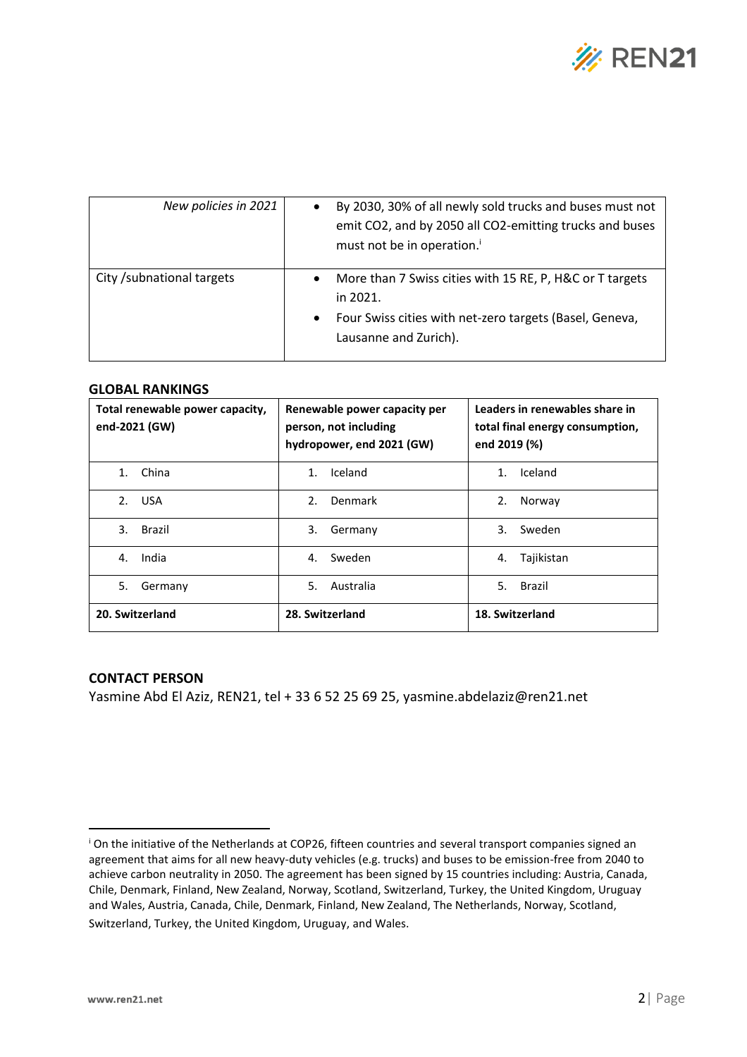| | |
|---|---|
| *New policies in 2021* | • By 2030, 30% of all newly sold trucks and buses must not emit CO2, and by 2050 all CO2-emitting trucks and buses must not be in operation.[i] |
| City /subnational targets | • More than 7 Swiss cities with 15 RE, P, H&C or T targets in 2021.<br>• Four Swiss cities with net-zero targets (Basel, Geneva, Lausanne and Zurich). |

## GLOBAL RANKINGS

| Total renewable power capacity, end-2021 (GW) | Renewable power capacity per person, not including hydropower, end 2021 (GW) | Leaders in renewables share in total final energy consumption, end 2019 (%) |
|---|---|---|
| 1. China | 1. Iceland | 1. Iceland |
| 2. USA | 2. Denmark | 2. Norway |
| 3. Brazil | 3. Germany | 3. Sweden |
| 4. India | 4. Sweden | 4. Tajikistan |
| 5. Germany | 5. Australia | 5. Brazil |
| **20. Switzerland** | **28. Switzerland** | **18. Switzerland** |

## CONTACT PERSON

Yasmine Abd El Aziz, REN21, tel + 33 6 52 25 69 25, yasmine.abdelaziz@ren21.net

---

[i] On the initiative of the Netherlands at COP26, fifteen countries and several transport companies signed an agreement that aims for all new heavy-duty vehicles (e.g. trucks) and buses to be emission-free from 2040 to achieve carbon neutrality in 2050. The agreement has been signed by 15 countries including: Austria, Canada, Chile, Denmark, Finland, New Zealand, Norway, Scotland, Switzerland, Turkey, the United Kingdom, Uruguay and Wales, Austria, Canada, Chile, Denmark, Finland, New Zealand, The Netherlands, Norway, Scotland, Switzerland, Turkey, the United Kingdom, Uruguay, and Wales.